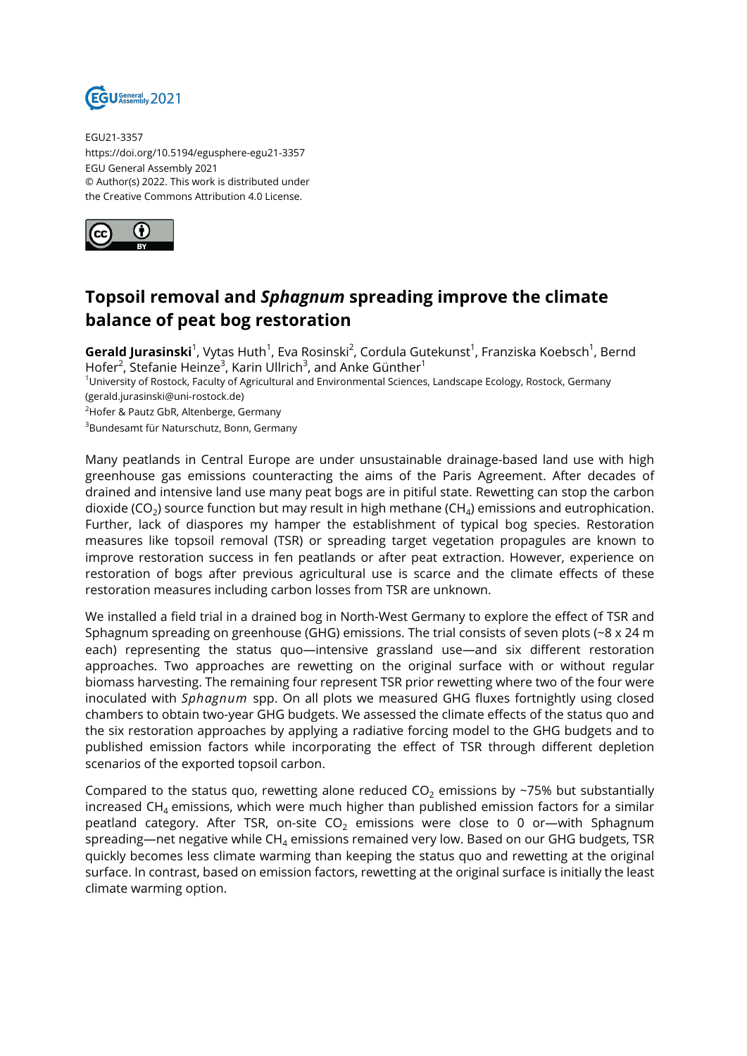EGU21-3357
https://doi.org/10.5194/egusphere-egu21-3357
EGU General Assembly 2021
© Author(s) 2022. This work is distributed under
the Creative Commons Attribution 4.0 License.

# Topsoil removal and *Sphagnum* spreading improve the climate balance of peat bog restoration

**Gerald Jurasinski**[1], Vytas Huth[1], Eva Rosinski[2], Cordula Gutekunst[1], Franziska Koebsch[1], Bernd Hofer[2], Stefanie Heinze[3], Karin Ullrich[3], and Anke Günther[1]

[1]University of Rostock, Faculty of Agricultural and Environmental Sciences, Landscape Ecology, Rostock, Germany (gerald.jurasinski@uni-rostock.de)
[2]Hofer & Pautz GbR, Altenberge, Germany
[3]Bundesamt für Naturschutz, Bonn, Germany

Many peatlands in Central Europe are under unsustainable drainage-based land use with high greenhouse gas emissions counteracting the aims of the Paris Agreement. After decades of drained and intensive land use many peat bogs are in pitiful state. Rewetting can stop the carbon dioxide ($CO_2$) source function but may result in high methane ($CH_4$) emissions and eutrophication. Further, lack of diaspores my hamper the establishment of typical bog species. Restoration measures like topsoil removal (TSR) or spreading target vegetation propagules are known to improve restoration success in fen peatlands or after peat extraction. However, experience on restoration of bogs after previous agricultural use is scarce and the climate effects of these restoration measures including carbon losses from TSR are unknown.

We installed a field trial in a drained bog in North-West Germany to explore the effect of TSR and Sphagnum spreading on greenhouse (GHG) emissions. The trial consists of seven plots (~8 x 24 m each) representing the status quo—intensive grassland use—and six different restoration approaches. Two approaches are rewetting on the original surface with or without regular biomass harvesting. The remaining four represent TSR prior rewetting where two of the four were inoculated with *Sphagnum* spp. On all plots we measured GHG fluxes fortnightly using closed chambers to obtain two-year GHG budgets. We assessed the climate effects of the status quo and the six restoration approaches by applying a radiative forcing model to the GHG budgets and to published emission factors while incorporating the effect of TSR through different depletion scenarios of the exported topsoil carbon.

Compared to the status quo, rewetting alone reduced $CO_2$ emissions by ~75% but substantially increased $CH_4$ emissions, which were much higher than published emission factors for a similar peatland category. After TSR, on-site $CO_2$ emissions were close to 0 or—with Sphagnum spreading—net negative while $CH_4$ emissions remained very low. Based on our GHG budgets, TSR quickly becomes less climate warming than keeping the status quo and rewetting at the original surface. In contrast, based on emission factors, rewetting at the original surface is initially the least climate warming option.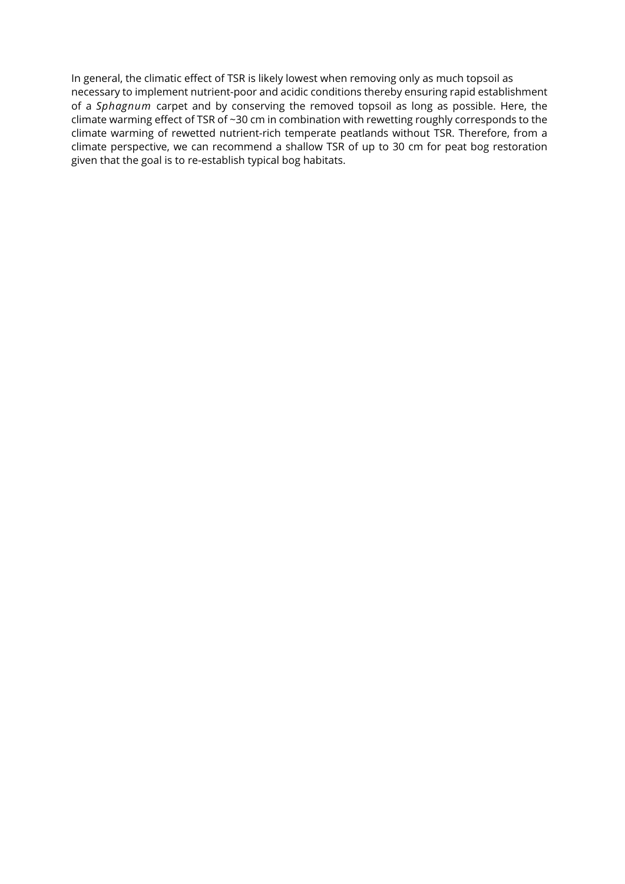In general, the climatic effect of TSR is likely lowest when removing only as much topsoil as necessary to implement nutrient-poor and acidic conditions thereby ensuring rapid establishment of a *Sphagnum* carpet and by conserving the removed topsoil as long as possible. Here, the climate warming effect of TSR of ~30 cm in combination with rewetting roughly corresponds to the climate warming of rewetted nutrient-rich temperate peatlands without TSR. Therefore, from a climate perspective, we can recommend a shallow TSR of up to 30 cm for peat bog restoration given that the goal is to re-establish typical bog habitats.